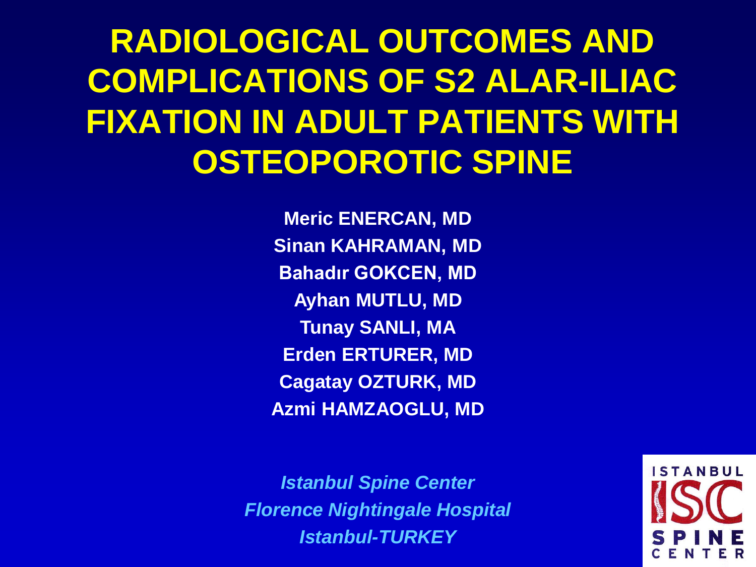# RADIOLOGICAL OUTCOMES AND COMPLICATIONS OF S2 ALAR-ILIAC FIXATION IN ADULT PATIENTS WITH OSTEOPOROTIC SPINE

**Meric ENERCAN, MD**
**Sinan KAHRAMAN, MD**
**Bahadır GOKCEN, MD**
**Ayhan MUTLU, MD**
**Tunay SANLI, MA**
**Erden ERTURER, MD**
**Cagatay OZTURK, MD**
**Azmi HAMZAOGLU, MD**

*Istanbul Spine Center*
*Florence Nightingale Hospital*
*Istanbul-TURKEY*

ISTANBUL ISC SPINE CENTER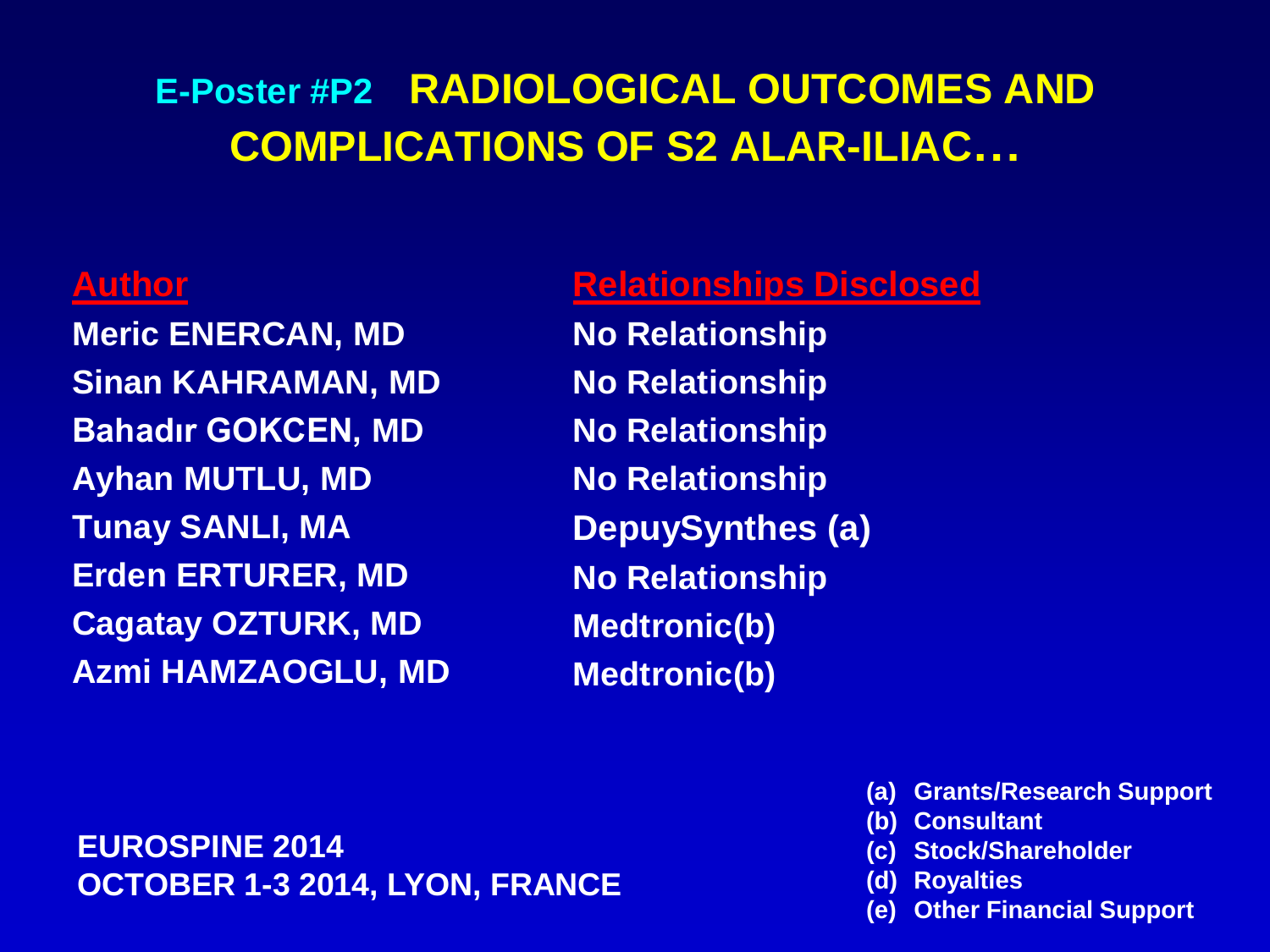# E-Poster #P2 RADIOLOGICAL OUTCOMES AND COMPLICATIONS OF S2 ALAR-ILIAC…

| Author | Relationships Disclosed |
| --- | --- |
| Meric ENERCAN, MD | No Relationship |
| Sinan KAHRAMAN, MD | No Relationship |
| Bahadır GOKCEN, MD | No Relationship |
| Ayhan MUTLU, MD | No Relationship |
| Tunay SANLI, MA | DepuySynthes (a) |
| Erden ERTURER, MD | No Relationship |
| Cagatay OZTURK, MD | Medtronic(b) |
| Azmi HAMZAOGLU, MD | Medtronic(b) |

**EUROSPINE 2014**
**OCTOBER 1-3 2014, LYON, FRANCE**

- (a) Grants/Research Support
- (b) Consultant
- (c) Stock/Shareholder
- (d) Royalties
- (e) Other Financial Support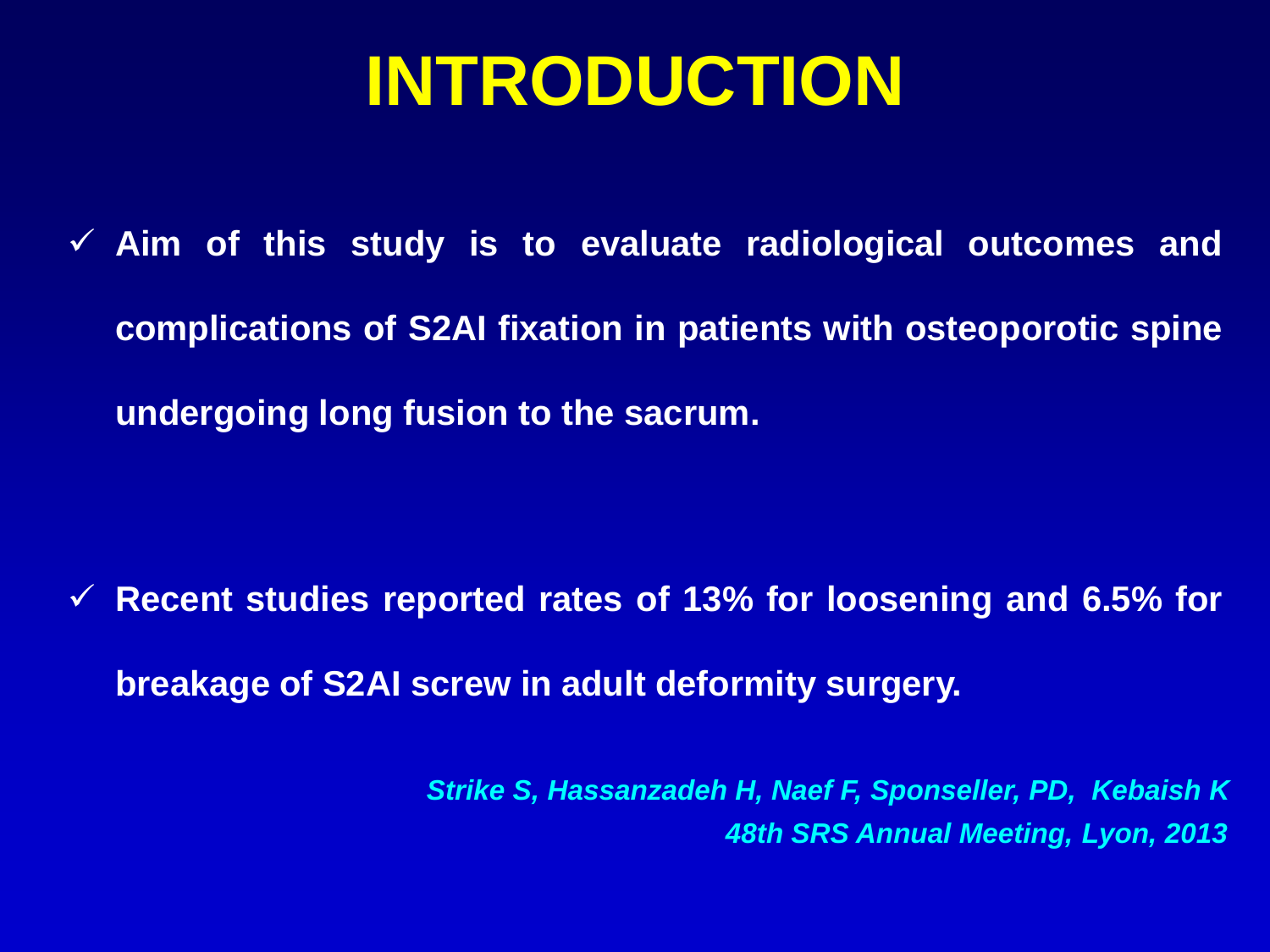# INTRODUCTION

- ✓ **Aim of this study is to evaluate radiological outcomes and complications of S2AI fixation in patients with osteoporotic spine undergoing long fusion to the sacrum.**

- ✓ **Recent studies reported rates of 13% for loosening and 6.5% for breakage of S2AI screw in adult deformity surgery.**

***Strike S, Hassanzadeh H, Naef F, Sponseller, PD, Kebaish K***
***48th SRS Annual Meeting, Lyon, 2013***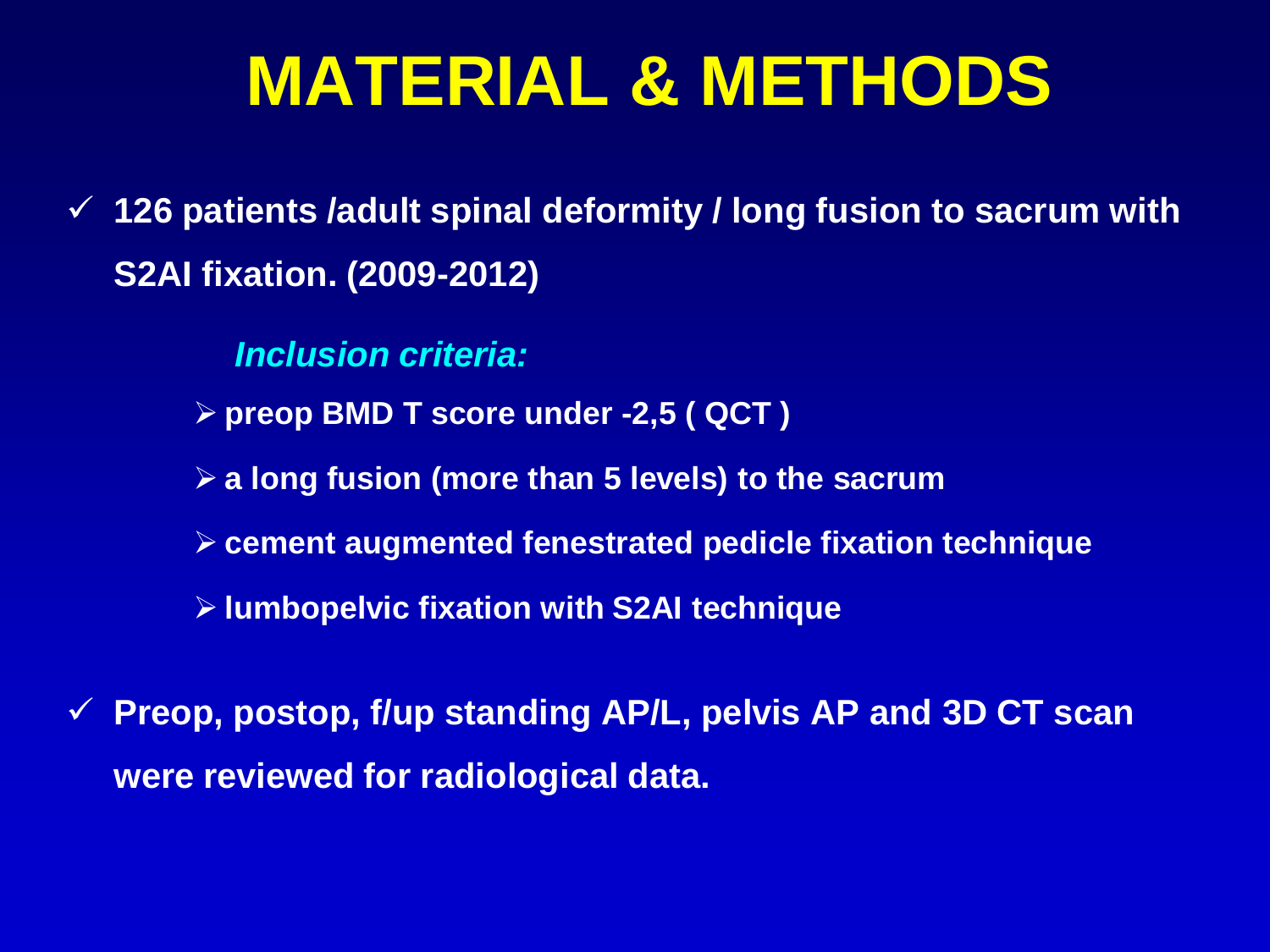# MATERIAL & METHODS

- **126 patients /adult spinal deformity / long fusion to sacrum with S2AI fixation. (2009-2012)**

  ***Inclusion criteria:***

  - **preop BMD T score under -2,5 ( QCT )**
  - **a long fusion (more than 5 levels) to the sacrum**
  - **cement augmented fenestrated pedicle fixation technique**
  - **lumbopelvic fixation with S2AI technique**

- **Preop, postop, f/up standing AP/L, pelvis AP and 3D CT scan were reviewed for radiological data.**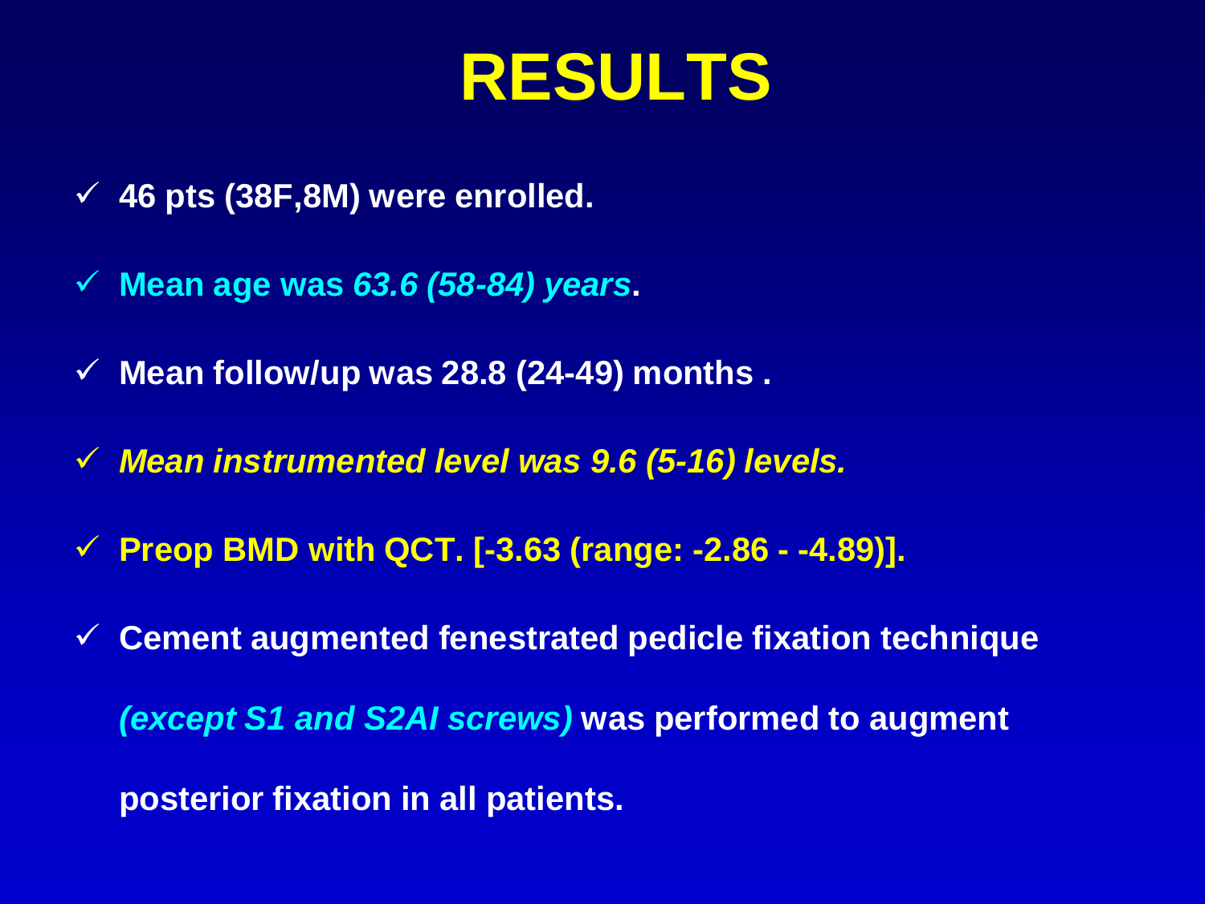# RESULTS

- **46 pts (38F,8M) were enrolled.**
- **Mean age was *63.6 (58-84) years*.**
- **Mean follow/up was 28.8 (24-49) months .**
- ***Mean instrumented level was 9.6 (5-16) levels.***
- **Preop BMD with QCT. [-3.63 (range: -2.86 - -4.89)].**
- **Cement augmented fenestrated pedicle fixation technique *(except S1 and S2AI screws)* was performed to augment posterior fixation in all patients.**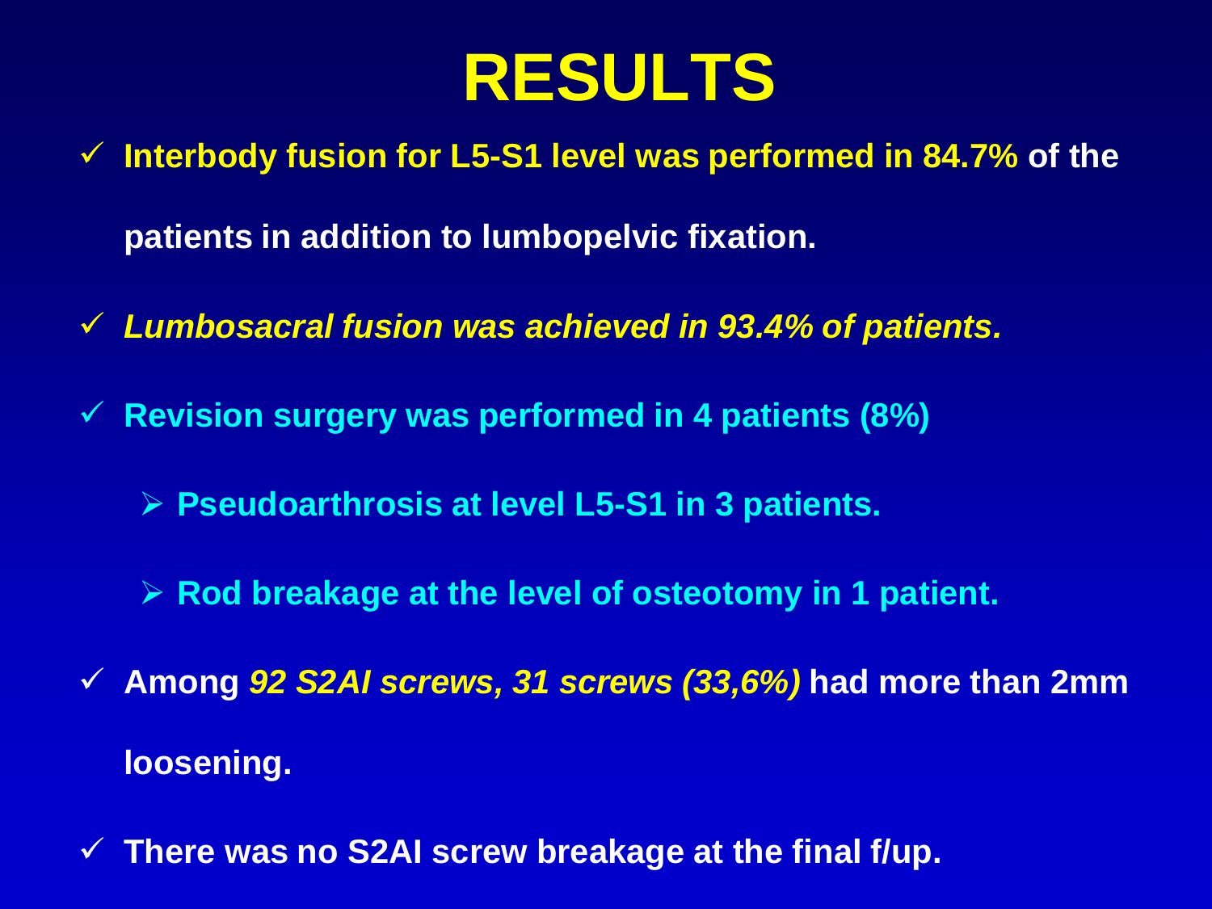# RESULTS

- ✓ Interbody fusion for L5-S1 level was performed in 84.7% of the patients in addition to lumbopelvic fixation.
- ✓ *Lumbosacral fusion was achieved in 93.4% of patients.*
- ✓ Revision surgery was performed in 4 patients (8%)
  - ➢ Pseudoarthrosis at level L5-S1 in 3 patients.
  - ➢ Rod breakage at the level of osteotomy in 1 patient.
- ✓ Among *92 S2AI screws, 31 screws (33,6%)* had more than 2mm loosening.
- ✓ There was no S2AI screw breakage at the final f/up.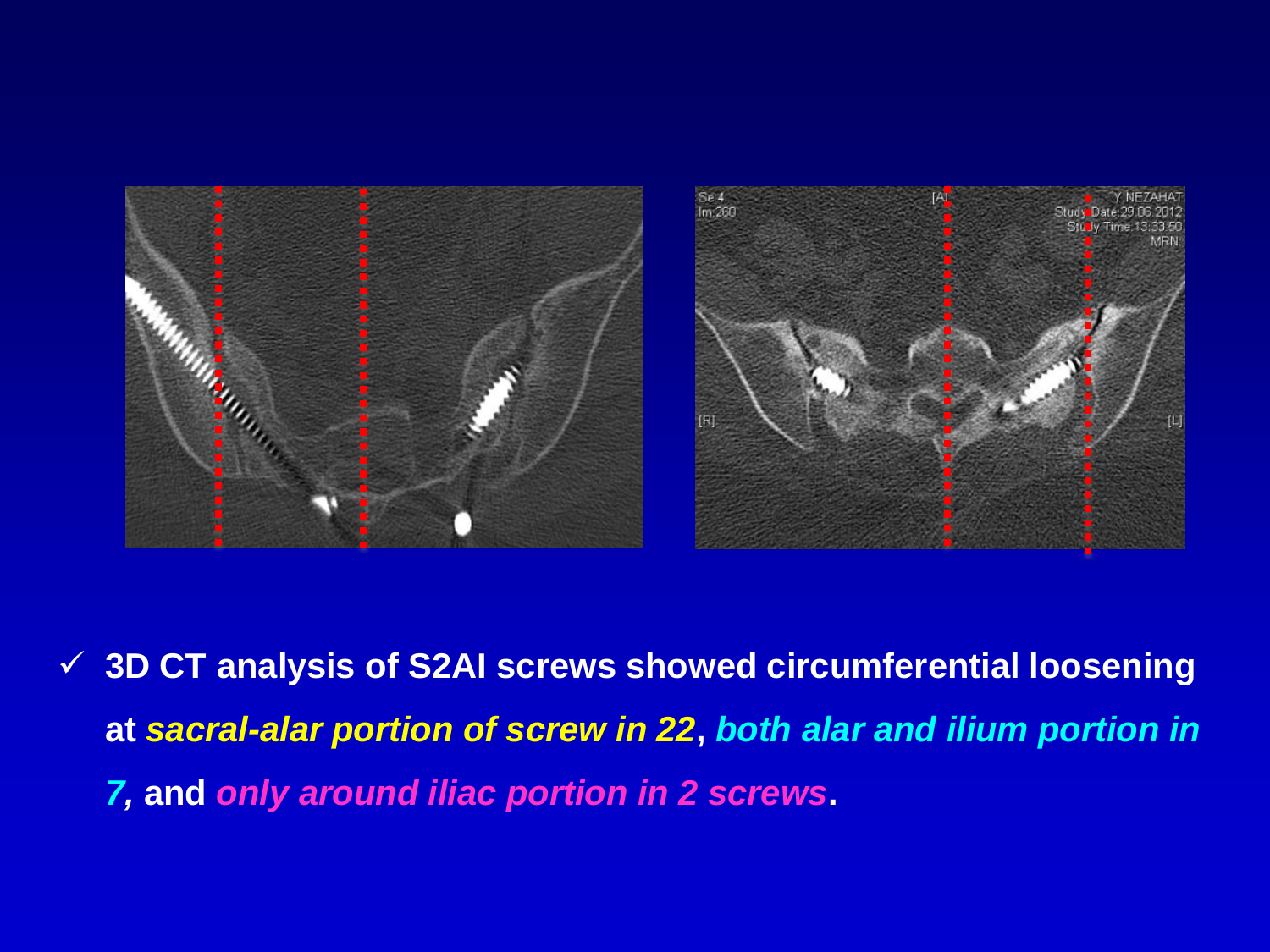- 3D CT analysis of S2AI screws showed circumferential loosening at *sacral-alar portion of screw in 22*, *both alar and ilium portion in 7*, and *only around iliac portion in 2 screws*.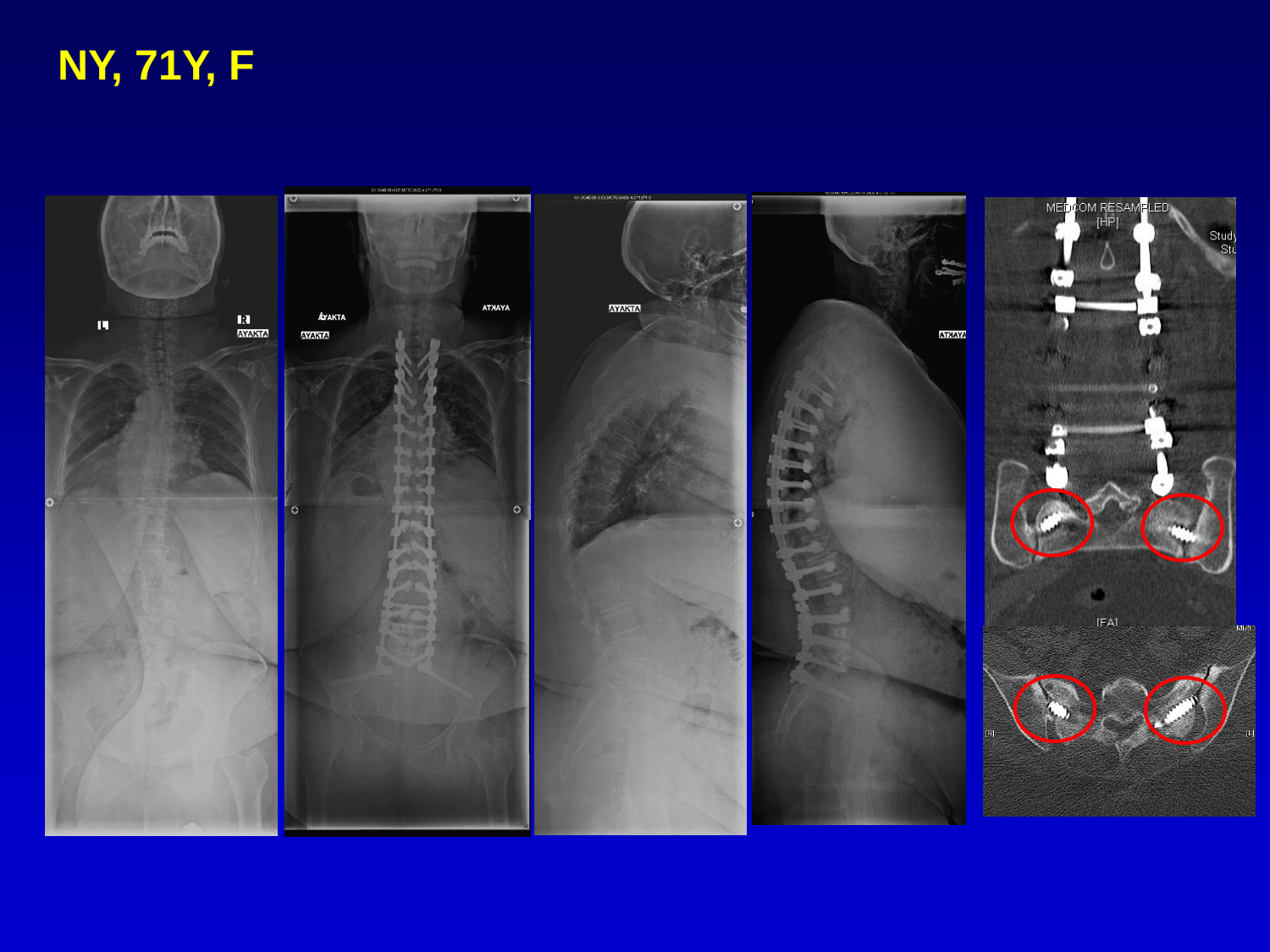# NY, 71Y, F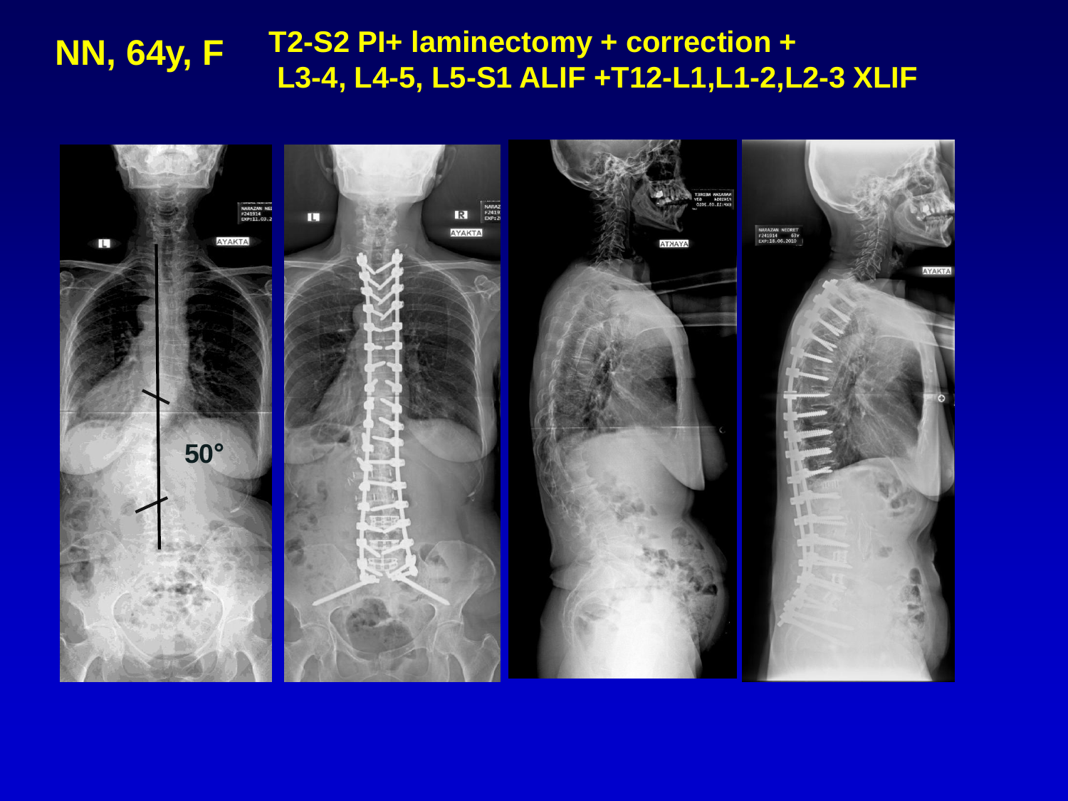**NN, 64y, F**

**T2-S2 PI+ laminectomy + correction + L3-4, L4-5, L5-S1 ALIF +T12-L1,L1-2,L2-3 XLIF**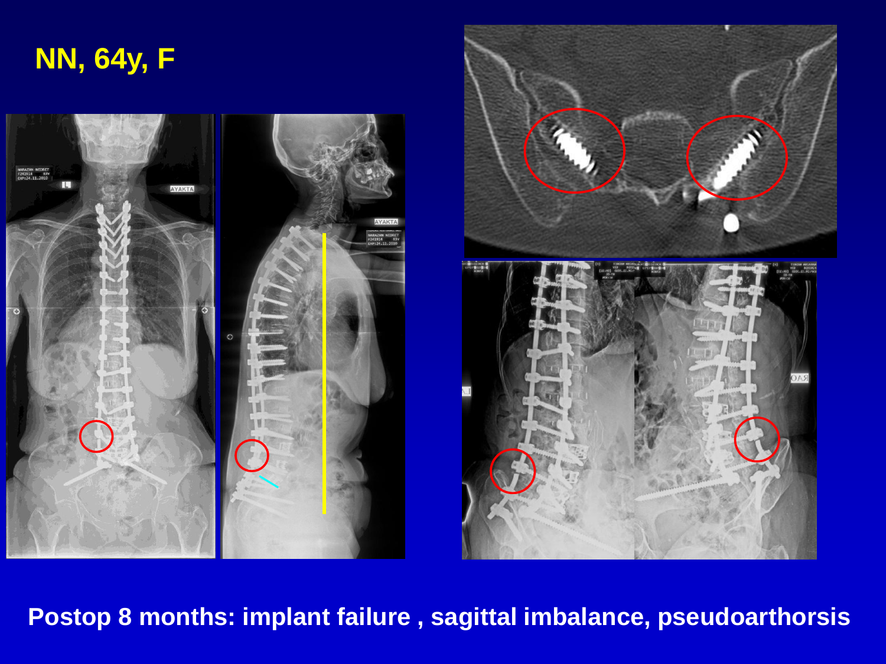# NN, 64y, F

**Postop 8 months: implant failure , sagittal imbalance, pseudoarthorsis**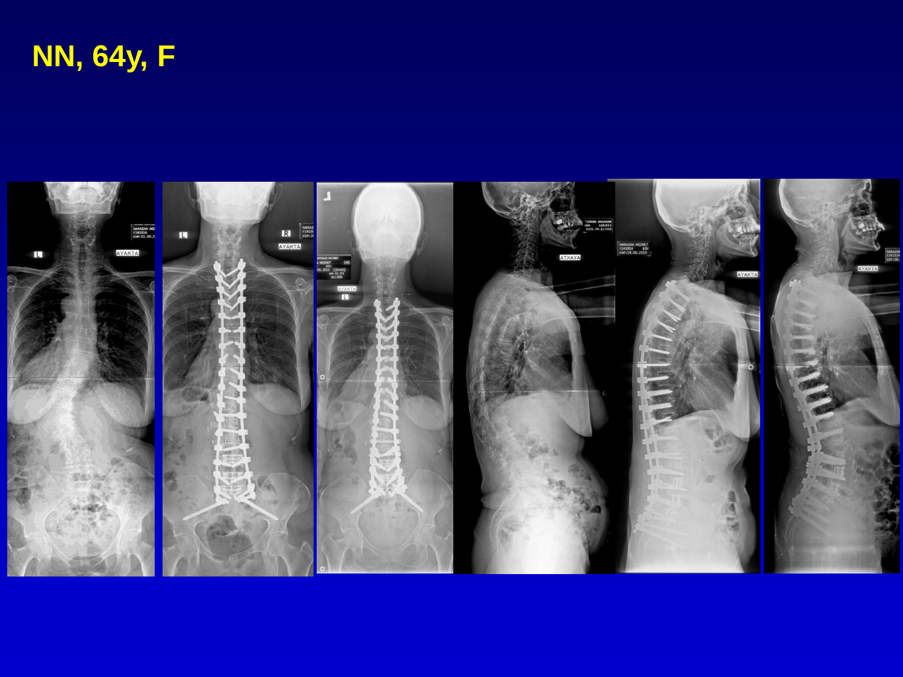# NN, 64y, F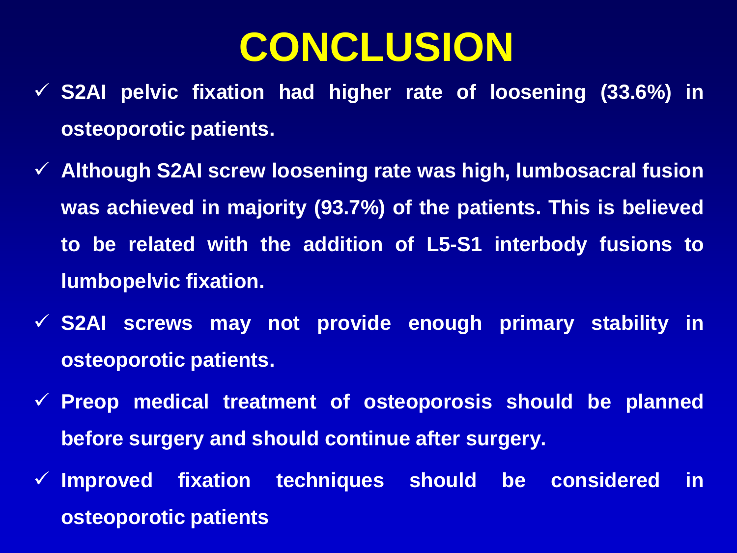# CONCLUSION

- ✓ **S2AI pelvic fixation had higher rate of loosening (33.6%) in osteoporotic patients.**
- ✓ **Although S2AI screw loosening rate was high, lumbosacral fusion was achieved in majority (93.7%) of the patients. This is believed to be related with the addition of L5-S1 interbody fusions to lumbopelvic fixation.**
- ✓ **S2AI screws may not provide enough primary stability in osteoporotic patients.**
- ✓ **Preop medical treatment of osteoporosis should be planned before surgery and should continue after surgery.**
- ✓ **Improved fixation techniques should be considered in osteoporotic patients**